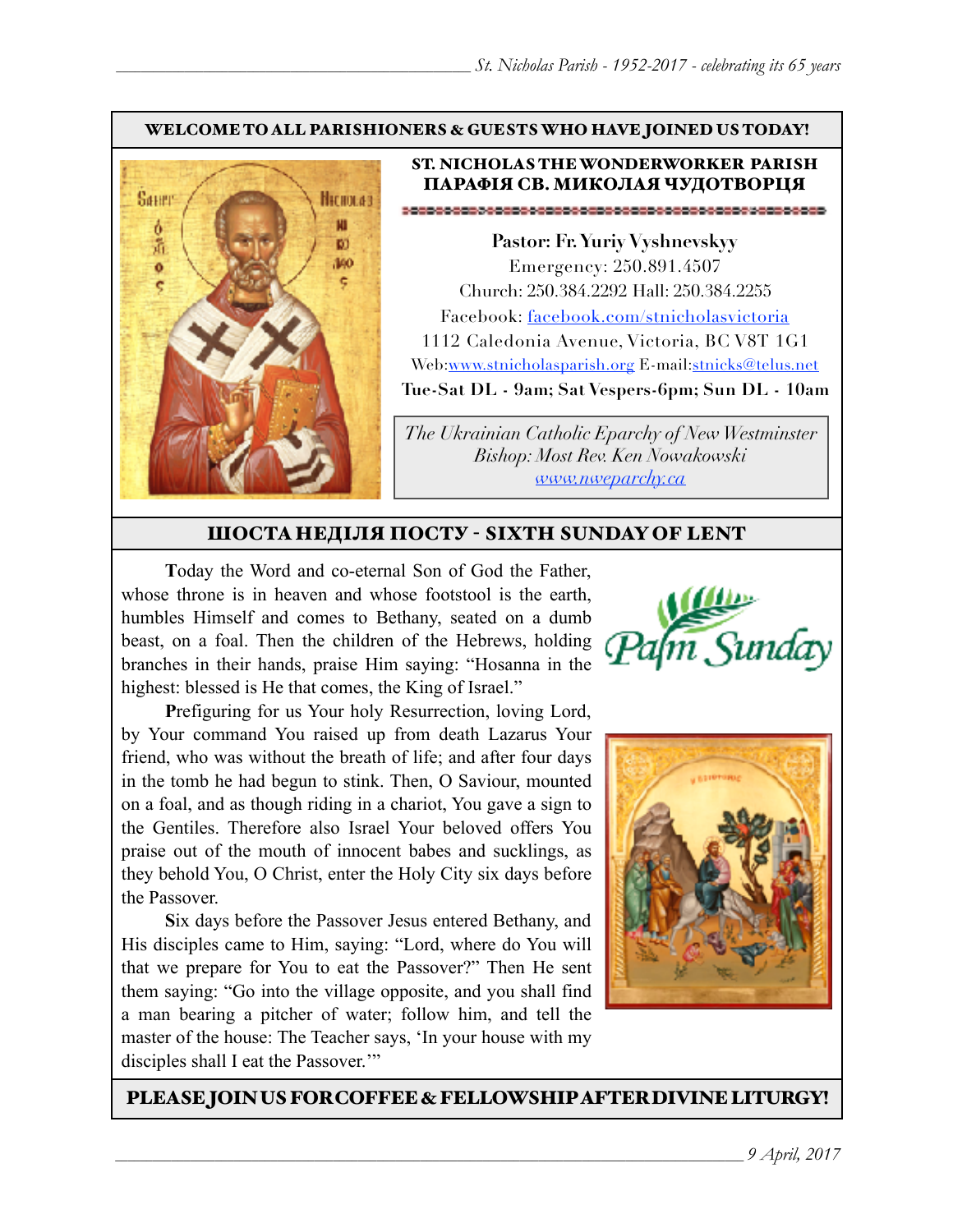**WELCOME TO ALL PARISHIONERS & GUESTS WHO HAVE JOINED US TODAY!**

## ST. NICHOLAS THE WONDERWORKER PARISH
## ПАРАФІЯ СВ. МИКОЛАЯ ЧУДОТВОРЦЯ

**Pastor: Fr. Yuriy Vyshnevskyy**
Emergency: 250.891.4507
Church: 250.384.2292 Hall: 250.384.2255
Facebook: facebook.com/stnicholasvictoria
1112 Caledonia Avenue, Victoria, BC V8T 1G1
Web:www.stnicholasparish.org E-mail:stnicks@telus.net
**Tue-Sat DL - 9am; Sat Vespers-6pm; Sun DL - 10am**

*The Ukrainian Catholic Eparchy of New Westminster*
*Bishop: Most Rev. Ken Nowakowski*
*www.nweparchy.ca*

## ШОСТА НЕДІЛЯ ПОСТУ - SIXTH SUNDAY OF LENT

Palm Sunday

**T**oday the Word and co-eternal Son of God the Father, whose throne is in heaven and whose footstool is the earth, humbles Himself and comes to Bethany, seated on a dumb beast, on a foal. Then the children of the Hebrews, holding branches in their hands, praise Him saying: "Hosanna in the highest: blessed is He that comes, the King of Israel."

**P**refiguring for us Your holy Resurrection, loving Lord, by Your command You raised up from death Lazarus Your friend, who was without the breath of life; and after four days in the tomb he had begun to stink. Then, O Saviour, mounted on a foal, and as though riding in a chariot, You gave a sign to the Gentiles. Therefore also Israel Your beloved offers You praise out of the mouth of innocent babes and sucklings, as they behold You, O Christ, enter the Holy City six days before the Passover.

**S**ix days before the Passover Jesus entered Bethany, and His disciples came to Him, saying: "Lord, where do You will that we prepare for You to eat the Passover?" Then He sent them saying: "Go into the village opposite, and you shall find a man bearing a pitcher of water; follow him, and tell the master of the house: The Teacher says, 'In your house with my disciples shall I eat the Passover.'"

**PLEASE JOIN US FOR COFFEE & FELLOWSHIP AFTER DIVINE LITURGY!**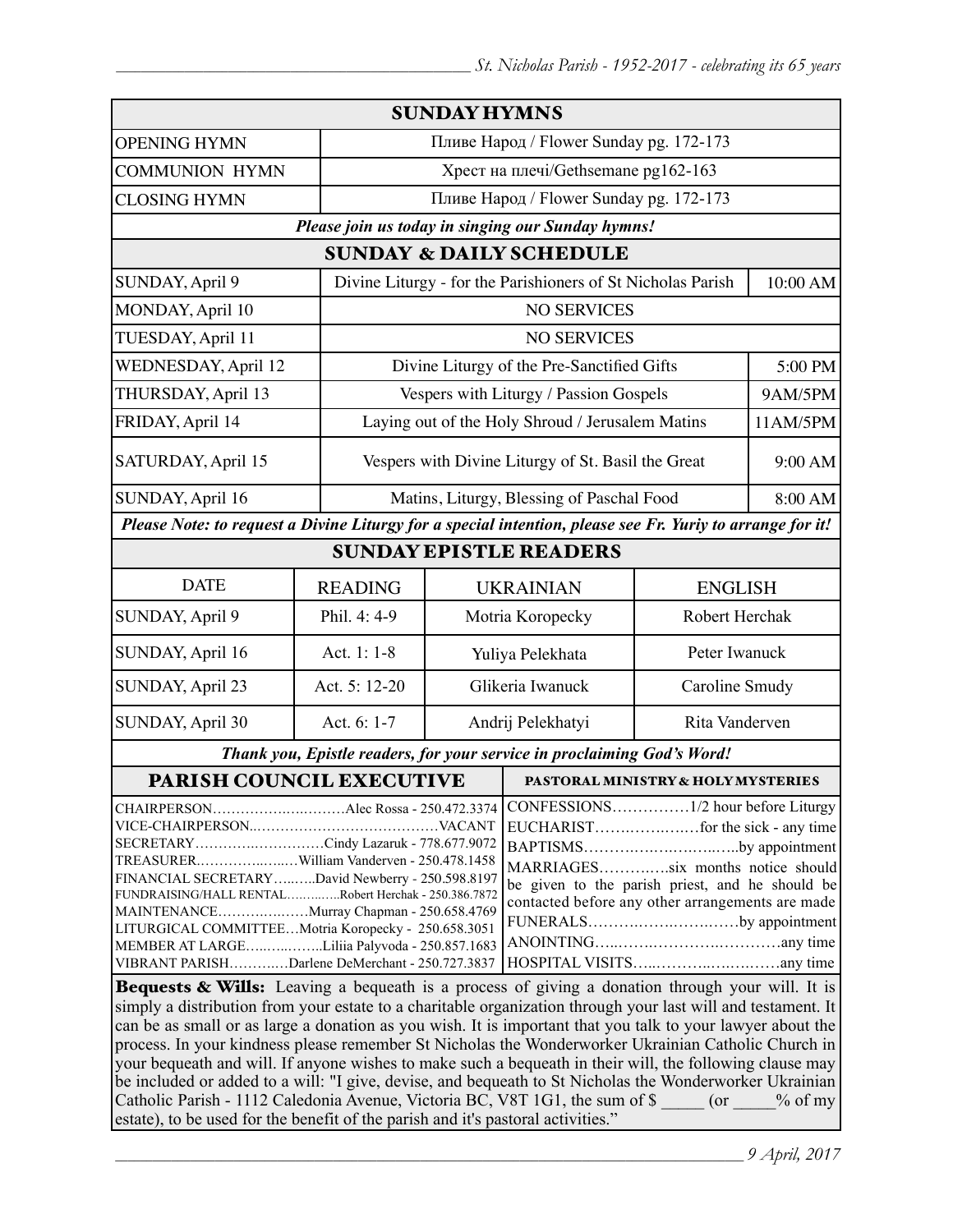## SUNDAY HYMNS

| | |
|---|---|
| OPENING HYMN | Пливе Народ / Flower Sunday pg. 172-173 |
| COMMUNION HYMN | Хрест на плечі/Gethsemane pg162-163 |
| CLOSING HYMN | Пливе Народ / Flower Sunday pg. 172-173 |

***Please join us today in singing our Sunday hymns!***

## SUNDAY & DAILY SCHEDULE

| | | |
|---|---|---|
| SUNDAY, April 9 | Divine Liturgy - for the Parishioners of St Nicholas Parish | 10:00 AM |
| MONDAY, April 10 | NO SERVICES | |
| TUESDAY, April 11 | NO SERVICES | |
| WEDNESDAY, April 12 | Divine Liturgy of the Pre-Sanctified Gifts | 5:00 PM |
| THURSDAY, April 13 | Vespers with Liturgy / Passion Gospels | 9AM/5PM |
| FRIDAY, April 14 | Laying out of the Holy Shroud / Jerusalem Matins | 11AM/5PM |
| SATURDAY, April 15 | Vespers with Divine Liturgy of St. Basil the Great | 9:00 AM |
| SUNDAY, April 16 | Matins, Liturgy, Blessing of Paschal Food | 8:00 AM |

***Please Note: to request a Divine Liturgy for a special intention, please see Fr. Yuriy to arrange for it!***

## SUNDAY EPISTLE READERS

| DATE | READING | UKRAINIAN | ENGLISH |
|---|---|---|---|
| SUNDAY, April 9 | Phil. 4: 4-9 | Motria Koropecky | Robert Herchak |
| SUNDAY, April 16 | Act. 1: 1-8 | Yuliya Pelekhata | Peter Iwanuck |
| SUNDAY, April 23 | Act. 5: 12-20 | Glikeria Iwanuck | Caroline Smudy |
| SUNDAY, April 30 | Act. 6: 1-7 | Andrij Pelekhatyi | Rita Vanderven |

***Thank you, Epistle readers, for your service in proclaiming God's Word!***

## PARISH COUNCIL EXECUTIVE

CHAIRPERSON……………………Alec Rossa - 250.472.3374
VICE-CHAIRPERSON………………………………VACANT
SECRETARY……………………Cindy Lazaruk - 778.677.9072
TREASURER……………William Vanderven - 250.478.1458
FINANCIAL SECRETARY……David Newberry - 250.598.8197
FUNDRAISING/HALL RENTAL…………Robert Herchak - 250.386.7872
MAINTENANCE………………Murray Chapman - 250.658.4769
LITURGICAL COMMITTEE…Motria Koropecky - 250.658.3051
MEMBER AT LARGE…………Liliia Palyvoda - 250.857.1683
VIBRANT PARISH…………Darlene DeMerchant - 250.727.3837

## PASTORAL MINISTRY & HOLY MYSTERIES

CONFESSIONS……………1/2 hour before Liturgy
EUCHARIST………………for the sick - any time
BAPTISMS……………………………by appointment
MARRIAGES…………six months notice should be given to the parish priest, and he should be contacted before any other arrangements are made
FUNERALS……………………………by appointment
ANOINTING………………………………any time
HOSPITAL VISITS……………………………any time

**Bequests & Wills:** Leaving a bequeath is a process of giving a donation through your will. It is simply a distribution from your estate to a charitable organization through your last will and testament. It can be as small or as large a donation as you wish. It is important that you talk to your lawyer about the process. In your kindness please remember St Nicholas the Wonderworker Ukrainian Catholic Church in your bequeath and will. If anyone wishes to make such a bequeath in their will, the following clause may be included or added to a will: "I give, devise, and bequeath to St Nicholas the Wonderworker Ukrainian Catholic Parish - 1112 Caledonia Avenue, Victoria BC, V8T 1G1, the sum of $ _____ (or _____% of my estate), to be used for the benefit of the parish and it's pastoral activities."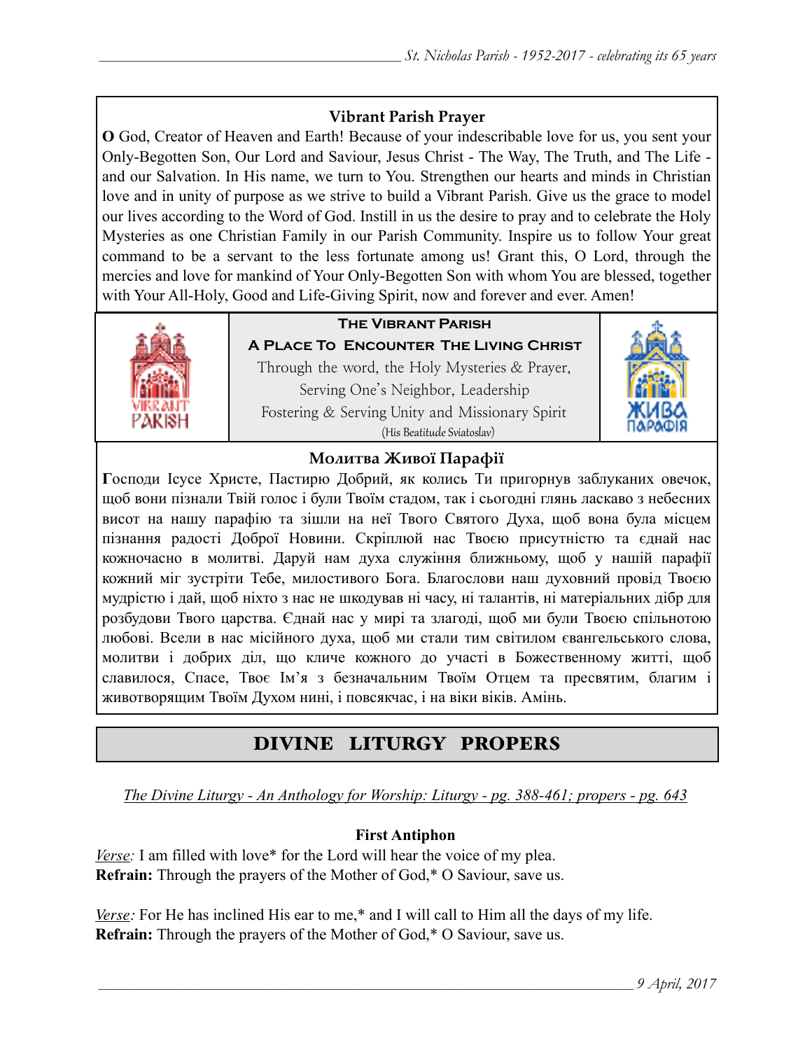### Vibrant Parish Prayer

**O** God, Creator of Heaven and Earth! Because of your indescribable love for us, you sent your Only-Begotten Son, Our Lord and Saviour, Jesus Christ - The Way, The Truth, and The Life - and our Salvation. In His name, we turn to You. Strengthen our hearts and minds in Christian love and in unity of purpose as we strive to build a Vibrant Parish. Give us the grace to model our lives according to the Word of God. Instill in us the desire to pray and to celebrate the Holy Mysteries as one Christian Family in our Parish Community. Inspire us to follow Your great command to be a servant to the less fortunate among us! Grant this, O Lord, through the mercies and love for mankind of Your Only-Begotten Son with whom You are blessed, together with Your All-Holy, Good and Life-Giving Spirit, now and forever and ever. Amen!

**The Vibrant Parish**

**A Place To Encounter The Living Christ**

Through the word, the Holy Mysteries & Prayer,
Serving One's Neighbor, Leadership
Fostering & Serving Unity and Missionary Spirit
(His Beatitude Sviatoslav)

### Молитва Живої Парафії

**Г**осподи Ісусе Христе, Пастирю Добрий, як колись Ти пригорнув заблуканих овечок, щоб вони пізнали Твій голос і були Твоїм стадом, так і сьогодні глянь ласкаво з небесних висот на нашу парафію та зішли на неї Твого Святого Духа, щоб вона була місцем пізнання радості Доброї Новини. Скріплюй нас Твоєю присутністю та єднай нас кожночасно в молитві. Даруй нам духа служіння ближньому, щоб у нашій парафії кожний міг зустріти Тебе, милостивого Бога. Благослови наш духовний провід Твоєю мудрістю і дай, щоб ніхто з нас не шкодував ні часу, ні талантів, ні матеріальних дібр для розбудови Твого царства. Єднай нас у мирі та злагоді, щоб ми були Твоєю спільнотою любові. Всели в нас місійного духа, щоб ми стали тим світилом євангельського слова, молитви і добрих діл, що кличе кожного до участі в Божественному житті, щоб славилося, Спасе, Твоє Ім'я з безначальним Твоїм Отцем та пресвятим, благим і животворящим Твоїм Духом нині, і повсякчас, і на віки віків. Амінь.

## DIVINE LITURGY PROPERS

*The Divine Liturgy - An Anthology for Worship: Liturgy - pg. 388-461; propers - pg. 643*

**First Antiphon**

*Verse:* I am filled with love* for the Lord will hear the voice of my plea.
**Refrain:** Through the prayers of the Mother of God,* O Saviour, save us.

*Verse:* For He has inclined His ear to me,* and I will call to Him all the days of my life.
**Refrain:** Through the prayers of the Mother of God,* O Saviour, save us.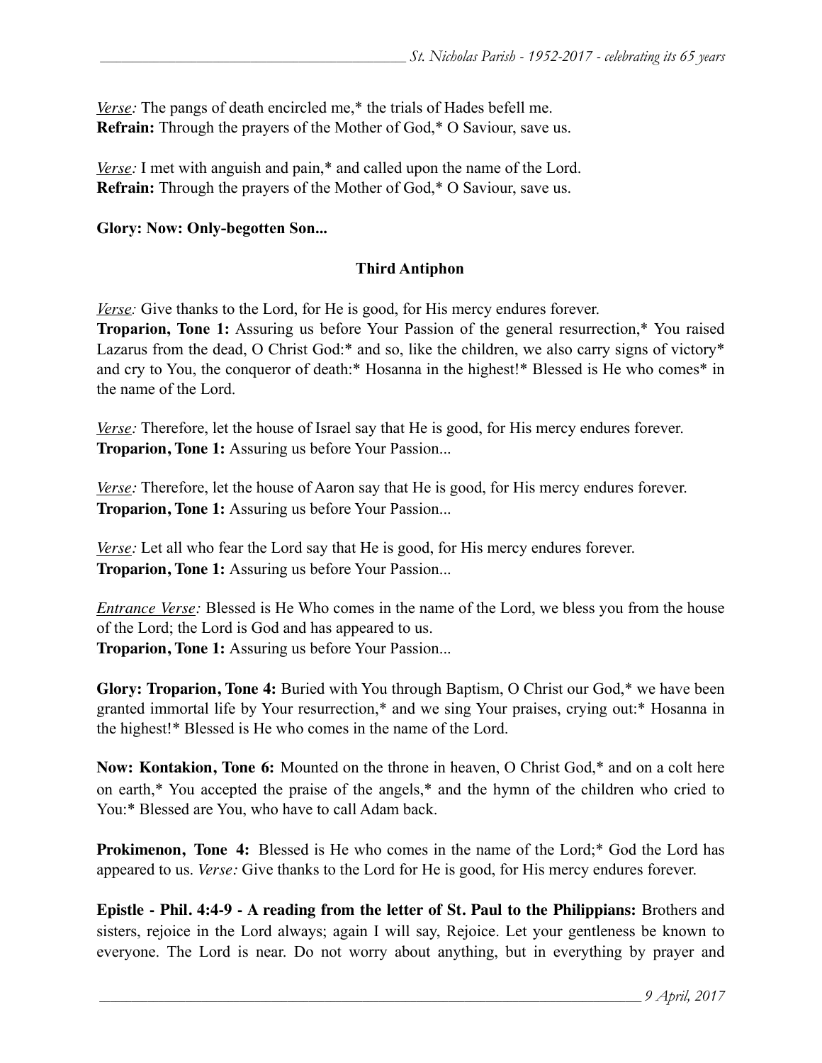*<u>Verse</u>:* The pangs of death encircled me,* the trials of Hades befell me.
**Refrain:** Through the prayers of the Mother of God,* O Saviour, save us.

*<u>Verse</u>:* I met with anguish and pain,* and called upon the name of the Lord.
**Refrain:** Through the prayers of the Mother of God,* O Saviour, save us.

**Glory: Now: Only-begotten Son...**

### Third Antiphon

*<u>Verse</u>:* Give thanks to the Lord, for He is good, for His mercy endures forever.
**Troparion, Tone 1:** Assuring us before Your Passion of the general resurrection,* You raised Lazarus from the dead, O Christ God:* and so, like the children, we also carry signs of victory* and cry to You, the conqueror of death:* Hosanna in the highest!* Blessed is He who comes* in the name of the Lord.

*<u>Verse</u>:* Therefore, let the house of Israel say that He is good, for His mercy endures forever.
**Troparion, Tone 1:** Assuring us before Your Passion...

*<u>Verse</u>:* Therefore, let the house of Aaron say that He is good, for His mercy endures forever.
**Troparion, Tone 1:** Assuring us before Your Passion...

*<u>Verse</u>:* Let all who fear the Lord say that He is good, for His mercy endures forever.
**Troparion, Tone 1:** Assuring us before Your Passion...

*<u>Entrance Verse</u>:* Blessed is He Who comes in the name of the Lord, we bless you from the house of the Lord; the Lord is God and has appeared to us.
**Troparion, Tone 1:** Assuring us before Your Passion...

**Glory: Troparion, Tone 4:** Buried with You through Baptism, O Christ our God,* we have been granted immortal life by Your resurrection,* and we sing Your praises, crying out:* Hosanna in the highest!* Blessed is He who comes in the name of the Lord.

**Now: Kontakion, Tone 6:** Mounted on the throne in heaven, O Christ God,* and on a colt here on earth,* You accepted the praise of the angels,* and the hymn of the children who cried to You:* Blessed are You, who have to call Adam back.

**Prokimenon, Tone 4:** Blessed is He who comes in the name of the Lord;* God the Lord has appeared to us. *Verse:* Give thanks to the Lord for He is good, for His mercy endures forever.

**Epistle - Phil. 4:4-9 - A reading from the letter of St. Paul to the Philippians:** Brothers and sisters, rejoice in the Lord always; again I will say, Rejoice. Let your gentleness be known to everyone. The Lord is near. Do not worry about anything, but in everything by prayer and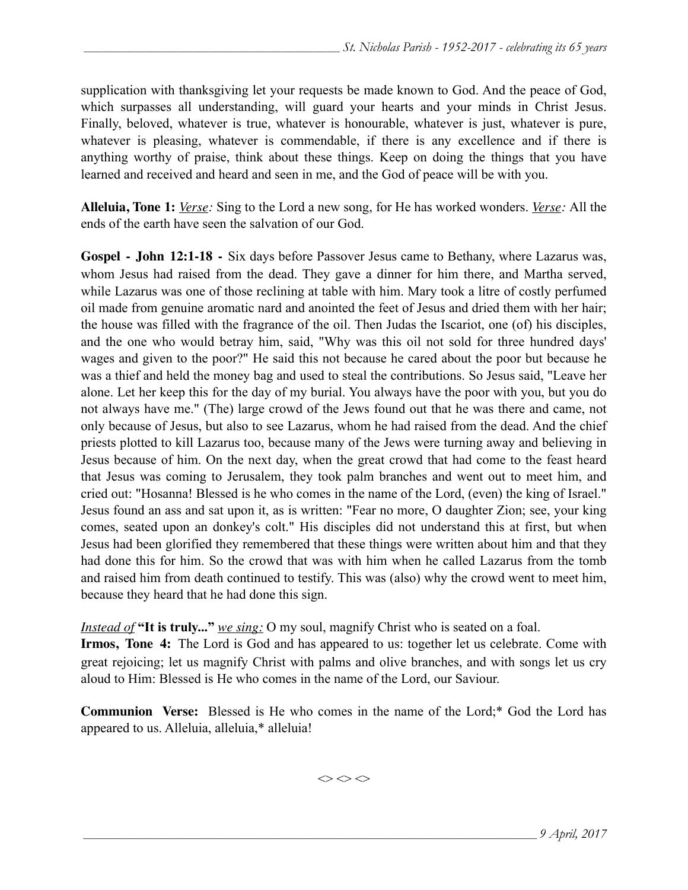supplication with thanksgiving let your requests be made known to God. And the peace of God, which surpasses all understanding, will guard your hearts and your minds in Christ Jesus. Finally, beloved, whatever is true, whatever is honourable, whatever is just, whatever is pure, whatever is pleasing, whatever is commendable, if there is any excellence and if there is anything worthy of praise, think about these things. Keep on doing the things that you have learned and received and heard and seen in me, and the God of peace will be with you.

**Alleluia, Tone 1:** *Verse:* Sing to the Lord a new song, for He has worked wonders. *Verse:* All the ends of the earth have seen the salvation of our God.

**Gospel - John 12:1-18 -** Six days before Passover Jesus came to Bethany, where Lazarus was, whom Jesus had raised from the dead. They gave a dinner for him there, and Martha served, while Lazarus was one of those reclining at table with him. Mary took a litre of costly perfumed oil made from genuine aromatic nard and anointed the feet of Jesus and dried them with her hair; the house was filled with the fragrance of the oil. Then Judas the Iscariot, one (of) his disciples, and the one who would betray him, said, "Why was this oil not sold for three hundred days' wages and given to the poor?" He said this not because he cared about the poor but because he was a thief and held the money bag and used to steal the contributions. So Jesus said, "Leave her alone. Let her keep this for the day of my burial. You always have the poor with you, but you do not always have me." (The) large crowd of the Jews found out that he was there and came, not only because of Jesus, but also to see Lazarus, whom he had raised from the dead. And the chief priests plotted to kill Lazarus too, because many of the Jews were turning away and believing in Jesus because of him. On the next day, when the great crowd that had come to the feast heard that Jesus was coming to Jerusalem, they took palm branches and went out to meet him, and cried out: "Hosanna! Blessed is he who comes in the name of the Lord, (even) the king of Israel." Jesus found an ass and sat upon it, as is written: "Fear no more, O daughter Zion; see, your king comes, seated upon an donkey's colt." His disciples did not understand this at first, but when Jesus had been glorified they remembered that these things were written about him and that they had done this for him. So the crowd that was with him when he called Lazarus from the tomb and raised him from death continued to testify. This was (also) why the crowd went to meet him, because they heard that he had done this sign.

*Instead of* **"It is truly..."** *we sing:* O my soul, magnify Christ who is seated on a foal.
**Irmos, Tone 4:** The Lord is God and has appeared to us: together let us celebrate. Come with great rejoicing; let us magnify Christ with palms and olive branches, and with songs let us cry aloud to Him: Blessed is He who comes in the name of the Lord, our Saviour.

**Communion Verse:** Blessed is He who comes in the name of the Lord;* God the Lord has appeared to us. Alleluia, alleluia,* alleluia!

<> <> <>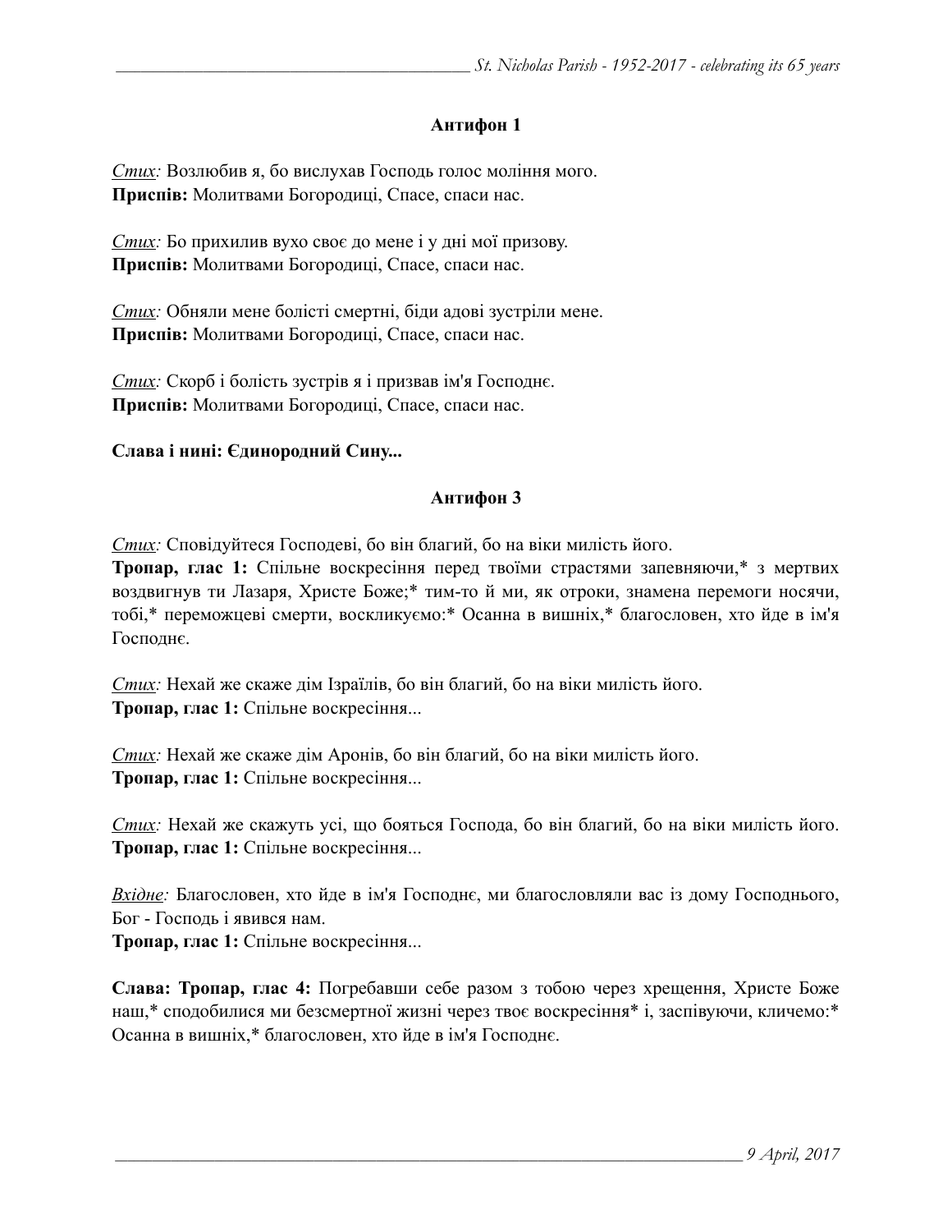### Антифон 1

*<u>Стих</u>:* Возлюбив я, бо вислухав Господь голос моління мого.
**Приспів:** Молитвами Богородиці, Спасе, спаси нас.

*<u>Стих</u>:* Бо прихилив вухо своє до мене і у дні мої призову.
**Приспів:** Молитвами Богородиці, Спасе, спаси нас.

*<u>Стих</u>:* Обняли мене болісті смертні, біди адові зустріли мене.
**Приспів:** Молитвами Богородиці, Спасе, спаси нас.

*<u>Стих</u>:* Скорб і болість зустрів я і призвав ім'я Господнє.
**Приспів:** Молитвами Богородиці, Спасе, спаси нас.

**Слава і нині: Єдинородний Сину...**

### Антифон 3

*<u>Стих</u>:* Сповідуйтеся Господеві, бо він благий, бо на віки милість його.
**Тропар, глас 1:** Спільне воскресіння перед твоїми страстями запевняючи,* з мертвих воздвигнув ти Лазаря, Христе Боже;* тим-то й ми, як отроки, знамена перемоги носячи, тобі,* переможцеві смерти, воскликуємо:* Осанна в вишніх,* благословен, хто йде в ім'я Господнє.

*<u>Стих</u>:* Нехай же скаже дім Ізраїлів, бо він благий, бо на віки милість його.
**Тропар, глас 1:** Спільне воскресіння...

*<u>Стих</u>:* Нехай же скаже дім Аронів, бо він благий, бо на віки милість його.
**Тропар, глас 1:** Спільне воскресіння...

*<u>Стих</u>:* Нехай же скажуть усі, що бояться Господа, бо він благий, бо на віки милість його.
**Тропар, глас 1:** Спільне воскресіння...

*<u>Вхідне</u>:* Благословен, хто йде в ім'я Господнє, ми благословляли вас із дому Господнього, Бог - Господь і явився нам.
**Тропар, глас 1:** Спільне воскресіння...

**Слава: Тропар, глас 4:** Погребавши себе разом з тобою через хрещення, Христе Боже наш,* сподобилися ми безсмертної жизні через твоє воскресіння* і, заспівуючи, кличемо:* Осанна в вишніх,* благословен, хто йде в ім'я Господнє.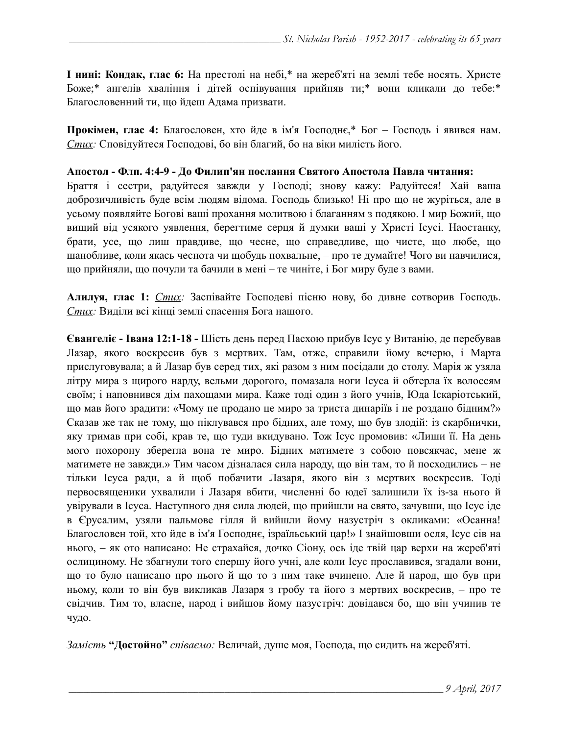**І нині: Кондак, глас 6:** На престолі на небі,* на жереб'яті на землі тебе носять. Христе Боже;* ангелів хваління і дітей оспівування прийняв ти;* вони кликали до тебе:* Благословенний ти, що йдеш Адама призвати.

**Прокімен, глас 4:** Благословен, хто йде в ім'я Господнє,* Бог – Господь і явився нам. *Стих:* Сповідуйтеся Господові, бо він благий, бо на віки милість його.

**Апостол - Флп. 4:4-9 - До Филип'ян послання Святого Апостола Павла читання:** Браття і сестри, радуйтеся завжди у Господі; знову кажу: Радуйтеся! Хай ваша доброзичливість буде всім людям відома. Господь близько! Ні про що не журіться, але в усьому появляйте Богові ваші прохання молитвою і благанням з подякою. І мир Божий, що вищий від усякого уявлення, берегтиме серця й думки ваші у Христі Ісусі. Наостанку, брати, усе, що лиш правдиве, що чесне, що справедливе, що чисте, що любе, що шанобливе, коли якась чеснота чи щобудь похвальне, – про те думайте! Чого ви навчилися, що прийняли, що почули та бачили в мені – те чиніте, і Бог миру буде з вами.

**Алилуя, глас 1:** *Стих:* Заспівайте Господеві пісню нову, бо дивне сотворив Господь. *Стих:* Виділи всі кінці землі спасення Бога нашого.

**Євангеліє - Івана 12:1-18 -** Шість день перед Пасхою прибув Ісус у Витанію, де перебував Лазар, якого воскресив був з мертвих. Там, отже, справили йому вечерю, і Марта прислуговувала; а й Лазар був серед тих, які разом з ним посідали до столу. Марія ж узяла літру мира з щирого нарду, вельми дорогого, помазала ноги Ісуса й обтерла їх волоссям своїм; і наповнився дім пахощами мира. Каже тоді один з його учнів, Юда Іскаріотський, що мав його зрадити: «Чому не продано це миро за триста динаріїв і не роздано бідним?» Сказав же так не тому, що піклувався про бідних, але тому, що був злодій: із скарбнички, яку тримав при собі, крав те, що туди вкидувано. Тож Ісус промовив: «Лиши її. На день мого похорону зберегла вона те миро. Бідних матимете з собою повсякчас, мене ж матимете не завжди.» Тим часом дізналася сила народу, що він там, то й посходились – не тільки Ісуса ради, а й щоб побачити Лазаря, якого він з мертвих воскресив. Тоді первосвященики ухвалили і Лазаря вбити, численні бо юдеї залишили їх із-за нього й увірували в Ісуса. Наступного дня сила людей, що прийшли на свято, зачувши, що Ісус іде в Єрусалим, узяли пальмове гілля й вийшли йому назустріч з окликами: «Осанна! Благословен той, хто йде в ім'я Господнє, ізраїльський цар!» І знайшовши осля, Ісус сів на нього, – як ото написано: Не страхайся, дочко Сіону, ось іде твій цар верхи на жереб'яті ослициному. Не збагнули того спершу його учні, але коли Ісус прославився, згадали вони, що то було написано про нього й що то з ним таке вчинено. Але й народ, що був при ньому, коли то він був викликав Лазаря з гробу та його з мертвих воскресив, – про те свідчив. Тим то, власне, народ і вийшов йому назустріч: довідався бо, що він учинив те чудо.

*Замість* **"Достойно"** *співаємо:* Величай, душе моя, Господа, що сидить на жереб'яті.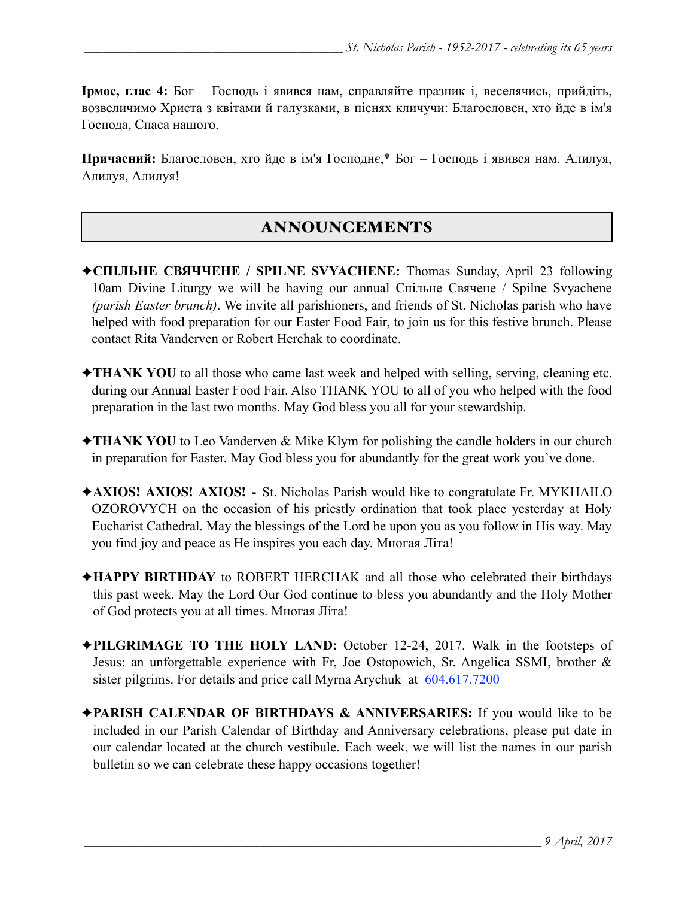**Ірмос, глас 4:** Бог – Господь і явився нам, справляйте празник і, веселячись, прийдіть, возвеличимо Христа з квітами й галузками, в піснях кличучи: Благословен, хто йде в ім'я Господа, Спаса нашого.

**Причасний:** Благословен, хто йде в ім'я Господнє,* Бог – Господь і явився нам. Алилуя, Алилуя, Алилуя!

## ANNOUNCEMENTS

✦**СПІЛЬНЕ СВЯЧЧЕНЕ / SPILNE SVYACHENE:** Thomas Sunday, April 23 following 10am Divine Liturgy we will be having our annual Спільне Свячене / Spilne Svyachene *(parish Easter brunch)*. We invite all parishioners, and friends of St. Nicholas parish who have helped with food preparation for our Easter Food Fair, to join us for this festive brunch. Please contact Rita Vanderven or Robert Herchak to coordinate.

✦**THANK YOU** to all those who came last week and helped with selling, serving, cleaning etc. during our Annual Easter Food Fair. Also THANK YOU to all of you who helped with the food preparation in the last two months. May God bless you all for your stewardship.

✦**THANK YOU** to Leo Vanderven & Mike Klym for polishing the candle holders in our church in preparation for Easter. May God bless you for abundantly for the great work you've done.

✦**AXIOS! AXIOS! AXIOS! -** St. Nicholas Parish would like to congratulate Fr. MYKHAILO OZOROVYCH on the occasion of his priestly ordination that took place yesterday at Holy Eucharist Cathedral. May the blessings of the Lord be upon you as you follow in His way. May you find joy and peace as He inspires you each day. Многая Літа!

✦**HAPPY BIRTHDAY** to ROBERT HERCHAK and all those who celebrated their birthdays this past week. May the Lord Our God continue to bless you abundantly and the Holy Mother of God protects you at all times. Многая Літа!

✦**PILGRIMAGE TO THE HOLY LAND:** October 12-24, 2017. Walk in the footsteps of Jesus; an unforgettable experience with Fr, Joe Ostopowich, Sr. Angelica SSMI, brother & sister pilgrims. For details and price call Myrna Arychuk at 604.617.7200

✦**PARISH CALENDAR OF BIRTHDAYS & ANNIVERSARIES:** If you would like to be included in our Parish Calendar of Birthday and Anniversary celebrations, please put date in our calendar located at the church vestibule. Each week, we will list the names in our parish bulletin so we can celebrate these happy occasions together!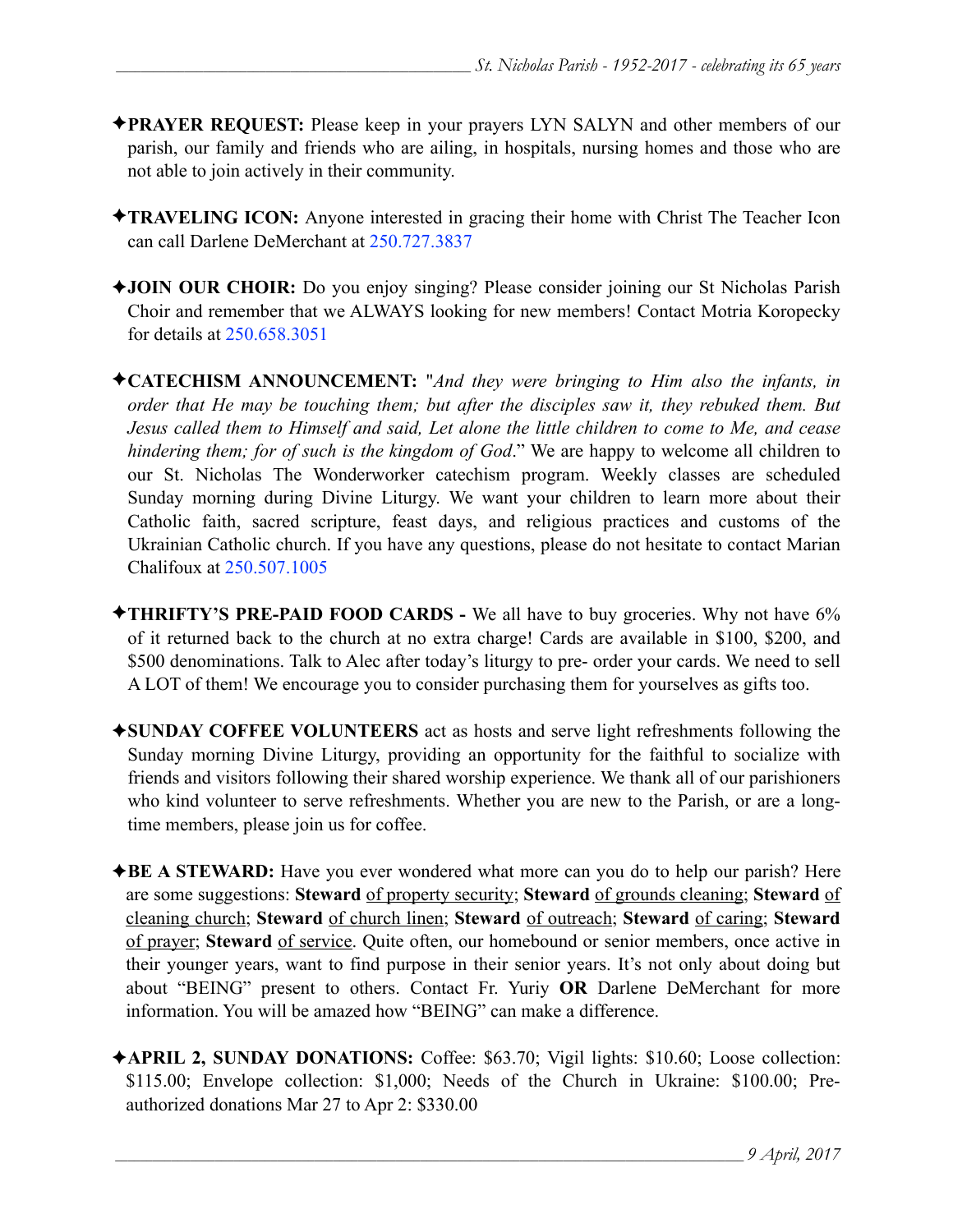✦**PRAYER REQUEST:** Please keep in your prayers LYN SALYN and other members of our parish, our family and friends who are ailing, in hospitals, nursing homes and those who are not able to join actively in their community.

✦**TRAVELING ICON:** Anyone interested in gracing their home with Christ The Teacher Icon can call Darlene DeMerchant at 250.727.3837

✦**JOIN OUR CHOIR:** Do you enjoy singing? Please consider joining our St Nicholas Parish Choir and remember that we ALWAYS looking for new members! Contact Motria Koropecky for details at 250.658.3051

✦**CATECHISM ANNOUNCEMENT:** "*And they were bringing to Him also the infants, in order that He may be touching them; but after the disciples saw it, they rebuked them. But Jesus called them to Himself and said, Let alone the little children to come to Me, and cease hindering them; for of such is the kingdom of God*." We are happy to welcome all children to our St. Nicholas The Wonderworker catechism program. Weekly classes are scheduled Sunday morning during Divine Liturgy. We want your children to learn more about their Catholic faith, sacred scripture, feast days, and religious practices and customs of the Ukrainian Catholic church. If you have any questions, please do not hesitate to contact Marian Chalifoux at 250.507.1005

✦**THRIFTY'S PRE-PAID FOOD CARDS -** We all have to buy groceries. Why not have 6% of it returned back to the church at no extra charge! Cards are available in $100, $200, and $500 denominations. Talk to Alec after today's liturgy to pre- order your cards. We need to sell A LOT of them! We encourage you to consider purchasing them for yourselves as gifts too.

✦**SUNDAY COFFEE VOLUNTEERS** act as hosts and serve light refreshments following the Sunday morning Divine Liturgy, providing an opportunity for the faithful to socialize with friends and visitors following their shared worship experience. We thank all of our parishioners who kind volunteer to serve refreshments. Whether you are new to the Parish, or are a long-time members, please join us for coffee.

✦**BE A STEWARD:** Have you ever wondered what more can you do to help our parish? Here are some suggestions: **Steward** of property security; **Steward** of grounds cleaning; **Steward** of cleaning church; **Steward** of church linen; **Steward** of outreach; **Steward** of caring; **Steward** of prayer; **Steward** of service. Quite often, our homebound or senior members, once active in their younger years, want to find purpose in their senior years. It's not only about doing but about "BEING" present to others. Contact Fr. Yuriy **OR** Darlene DeMerchant for more information. You will be amazed how "BEING" can make a difference.

✦**APRIL 2, SUNDAY DONATIONS:** Coffee: $63.70; Vigil lights: $10.60; Loose collection: $115.00; Envelope collection: $1,000; Needs of the Church in Ukraine: $100.00; Pre-authorized donations Mar 27 to Apr 2: $330.00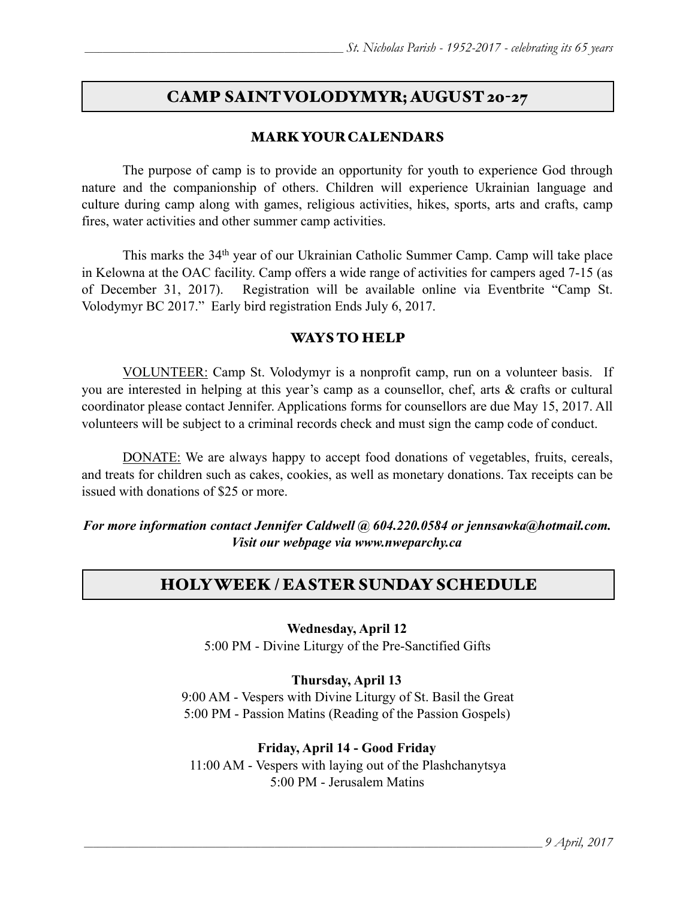## CAMP SAINT VOLODYMYR; AUGUST 20-27

### MARK YOUR CALENDARS

The purpose of camp is to provide an opportunity for youth to experience God through nature and the companionship of others. Children will experience Ukrainian language and culture during camp along with games, religious activities, hikes, sports, arts and crafts, camp fires, water activities and other summer camp activities.

This marks the 34th year of our Ukrainian Catholic Summer Camp. Camp will take place in Kelowna at the OAC facility. Camp offers a wide range of activities for campers aged 7-15 (as of December 31, 2017). Registration will be available online via Eventbrite "Camp St. Volodymyr BC 2017." Early bird registration Ends July 6, 2017.

### WAYS TO HELP

VOLUNTEER: Camp St. Volodymyr is a nonprofit camp, run on a volunteer basis. If you are interested in helping at this year's camp as a counsellor, chef, arts & crafts or cultural coordinator please contact Jennifer. Applications forms for counsellors are due May 15, 2017. All volunteers will be subject to a criminal records check and must sign the camp code of conduct.

DONATE: We are always happy to accept food donations of vegetables, fruits, cereals, and treats for children such as cakes, cookies, as well as monetary donations. Tax receipts can be issued with donations of $25 or more.

***For more information contact Jennifer Caldwell @ 604.220.0584 or jennsawka@hotmail.com. Visit our webpage via www.nweparchy.ca***

## HOLY WEEK / EASTER SUNDAY SCHEDULE

**Wednesday, April 12**
5:00 PM - Divine Liturgy of the Pre-Sanctified Gifts

**Thursday, April 13**
9:00 AM - Vespers with Divine Liturgy of St. Basil the Great
5:00 PM - Passion Matins (Reading of the Passion Gospels)

**Friday, April 14 - Good Friday**
11:00 AM - Vespers with laying out of the Plashchanytsya
5:00 PM - Jerusalem Matins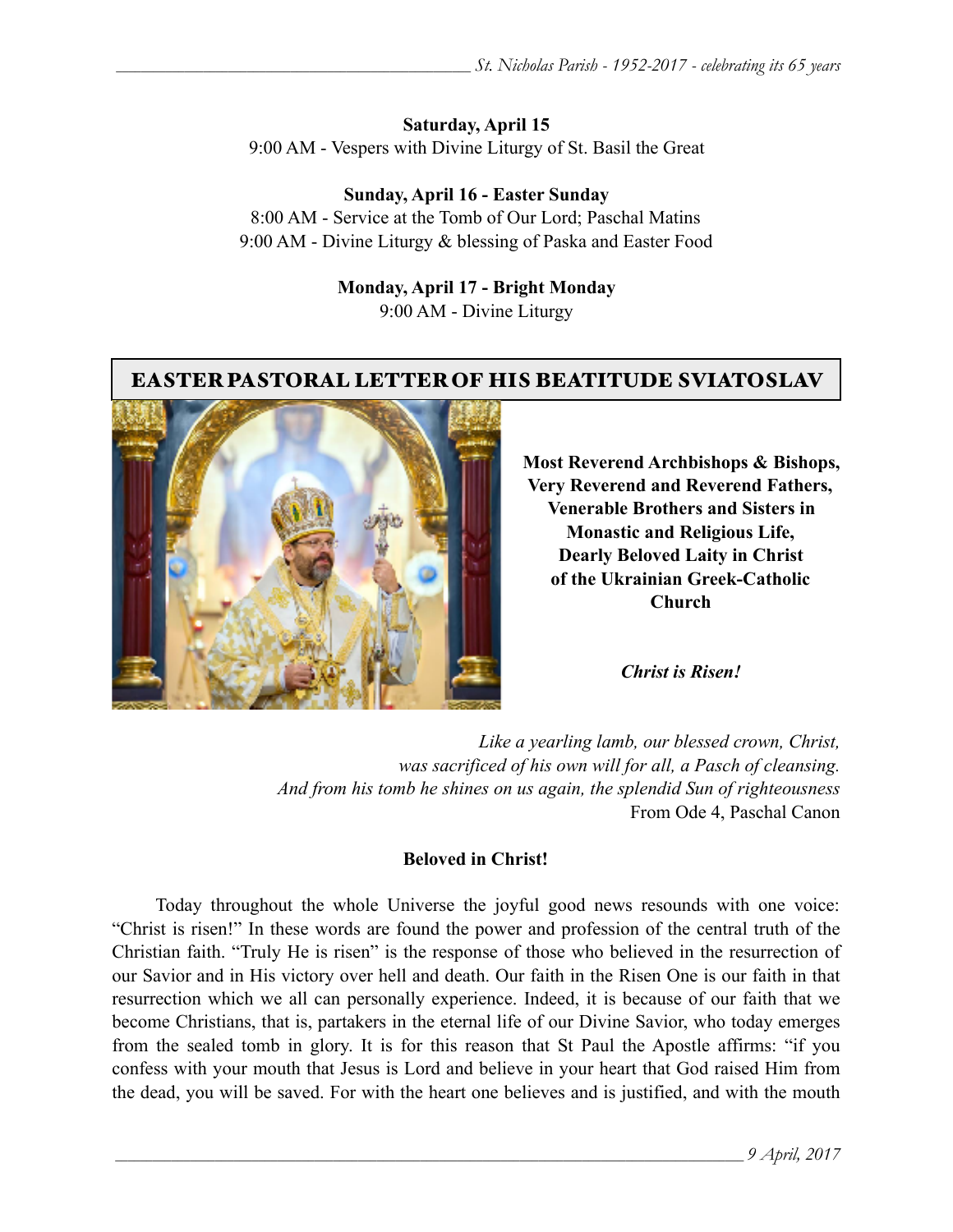**Saturday, April 15**
9:00 AM - Vespers with Divine Liturgy of St. Basil the Great

**Sunday, April 16 - Easter Sunday**
8:00 AM - Service at the Tomb of Our Lord; Paschal Matins
9:00 AM - Divine Liturgy & blessing of Paska and Easter Food

**Monday, April 17 - Bright Monday**
9:00 AM - Divine Liturgy

## EASTER PASTORAL LETTER OF HIS BEATITUDE SVIATOSLAV

**Most Reverend Archbishops & Bishops,
Very Reverend and Reverend Fathers,
Venerable Brothers and Sisters in Monastic and Religious Life,
Dearly Beloved Laity in Christ
of the Ukrainian Greek-Catholic Church**

***Christ is Risen!***

*Like a yearling lamb, our blessed crown, Christ,*
*was sacrificed of his own will for all, a Pasch of cleansing.*
*And from his tomb he shines on us again, the splendid Sun of righteousness*
From Ode 4, Paschal Canon

**Beloved in Christ!**

Today throughout the whole Universe the joyful good news resounds with one voice: "Christ is risen!" In these words are found the power and profession of the central truth of the Christian faith. "Truly He is risen" is the response of those who believed in the resurrection of our Savior and in His victory over hell and death. Our faith in the Risen One is our faith in that resurrection which we all can personally experience. Indeed, it is because of our faith that we become Christians, that is, partakers in the eternal life of our Divine Savior, who today emerges from the sealed tomb in glory. It is for this reason that St Paul the Apostle affirms: "if you confess with your mouth that Jesus is Lord and believe in your heart that God raised Him from the dead, you will be saved. For with the heart one believes and is justified, and with the mouth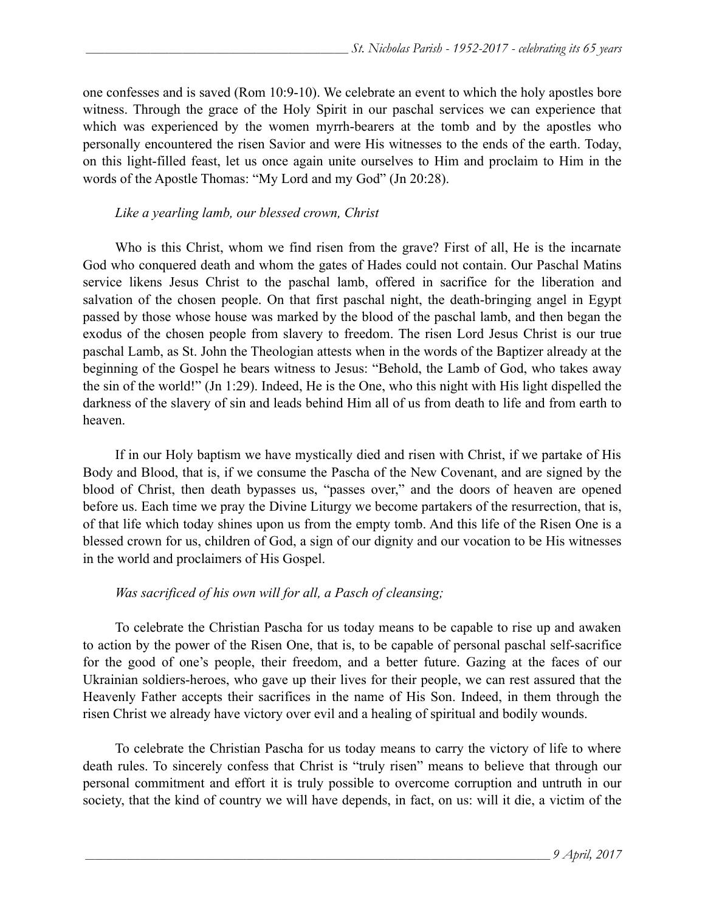one confesses and is saved (Rom 10:9-10). We celebrate an event to which the holy apostles bore witness. Through the grace of the Holy Spirit in our paschal services we can experience that which was experienced by the women myrrh-bearers at the tomb and by the apostles who personally encountered the risen Savior and were His witnesses to the ends of the earth. Today, on this light-filled feast, let us once again unite ourselves to Him and proclaim to Him in the words of the Apostle Thomas: "My Lord and my God" (Jn 20:28).

*Like a yearling lamb, our blessed crown, Christ*

Who is this Christ, whom we find risen from the grave? First of all, He is the incarnate God who conquered death and whom the gates of Hades could not contain. Our Paschal Matins service likens Jesus Christ to the paschal lamb, offered in sacrifice for the liberation and salvation of the chosen people. On that first paschal night, the death-bringing angel in Egypt passed by those whose house was marked by the blood of the paschal lamb, and then began the exodus of the chosen people from slavery to freedom. The risen Lord Jesus Christ is our true paschal Lamb, as St. John the Theologian attests when in the words of the Baptizer already at the beginning of the Gospel he bears witness to Jesus: "Behold, the Lamb of God, who takes away the sin of the world!" (Jn 1:29). Indeed, He is the One, who this night with His light dispelled the darkness of the slavery of sin and leads behind Him all of us from death to life and from earth to heaven.

If in our Holy baptism we have mystically died and risen with Christ, if we partake of His Body and Blood, that is, if we consume the Pascha of the New Covenant, and are signed by the blood of Christ, then death bypasses us, "passes over," and the doors of heaven are opened before us. Each time we pray the Divine Liturgy we become partakers of the resurrection, that is, of that life which today shines upon us from the empty tomb. And this life of the Risen One is a blessed crown for us, children of God, a sign of our dignity and our vocation to be His witnesses in the world and proclaimers of His Gospel.

*Was sacrificed of his own will for all, a Pasch of cleansing;*

To celebrate the Christian Pascha for us today means to be capable to rise up and awaken to action by the power of the Risen One, that is, to be capable of personal paschal self-sacrifice for the good of one's people, their freedom, and a better future. Gazing at the faces of our Ukrainian soldiers-heroes, who gave up their lives for their people, we can rest assured that the Heavenly Father accepts their sacrifices in the name of His Son. Indeed, in them through the risen Christ we already have victory over evil and a healing of spiritual and bodily wounds.

To celebrate the Christian Pascha for us today means to carry the victory of life to where death rules. To sincerely confess that Christ is "truly risen" means to believe that through our personal commitment and effort it is truly possible to overcome corruption and untruth in our society, that the kind of country we will have depends, in fact, on us: will it die, a victim of the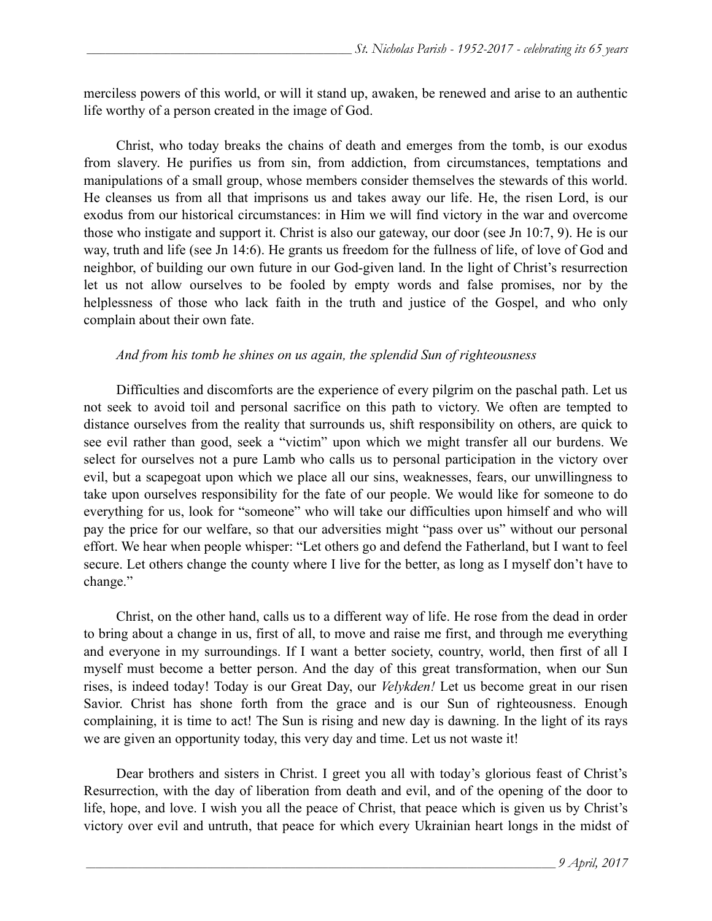merciless powers of this world, or will it stand up, awaken, be renewed and arise to an authentic life worthy of a person created in the image of God.

Christ, who today breaks the chains of death and emerges from the tomb, is our exodus from slavery. He purifies us from sin, from addiction, from circumstances, temptations and manipulations of a small group, whose members consider themselves the stewards of this world. He cleanses us from all that imprisons us and takes away our life. He, the risen Lord, is our exodus from our historical circumstances: in Him we will find victory in the war and overcome those who instigate and support it. Christ is also our gateway, our door (see Jn 10:7, 9). He is our way, truth and life (see Jn 14:6). He grants us freedom for the fullness of life, of love of God and neighbor, of building our own future in our God-given land. In the light of Christ's resurrection let us not allow ourselves to be fooled by empty words and false promises, nor by the helplessness of those who lack faith in the truth and justice of the Gospel, and who only complain about their own fate.

*And from his tomb he shines on us again, the splendid Sun of righteousness*

Difficulties and discomforts are the experience of every pilgrim on the paschal path. Let us not seek to avoid toil and personal sacrifice on this path to victory. We often are tempted to distance ourselves from the reality that surrounds us, shift responsibility on others, are quick to see evil rather than good, seek a "victim" upon which we might transfer all our burdens. We select for ourselves not a pure Lamb who calls us to personal participation in the victory over evil, but a scapegoat upon which we place all our sins, weaknesses, fears, our unwillingness to take upon ourselves responsibility for the fate of our people. We would like for someone to do everything for us, look for "someone" who will take our difficulties upon himself and who will pay the price for our welfare, so that our adversities might "pass over us" without our personal effort. We hear when people whisper: "Let others go and defend the Fatherland, but I want to feel secure. Let others change the county where I live for the better, as long as I myself don't have to change."

Christ, on the other hand, calls us to a different way of life. He rose from the dead in order to bring about a change in us, first of all, to move and raise me first, and through me everything and everyone in my surroundings. If I want a better society, country, world, then first of all I myself must become a better person. And the day of this great transformation, when our Sun rises, is indeed today! Today is our Great Day, our *Velykden!* Let us become great in our risen Savior. Christ has shone forth from the grace and is our Sun of righteousness. Enough complaining, it is time to act! The Sun is rising and new day is dawning. In the light of its rays we are given an opportunity today, this very day and time. Let us not waste it!

Dear brothers and sisters in Christ. I greet you all with today's glorious feast of Christ's Resurrection, with the day of liberation from death and evil, and of the opening of the door to life, hope, and love. I wish you all the peace of Christ, that peace which is given us by Christ's victory over evil and untruth, that peace for which every Ukrainian heart longs in the midst of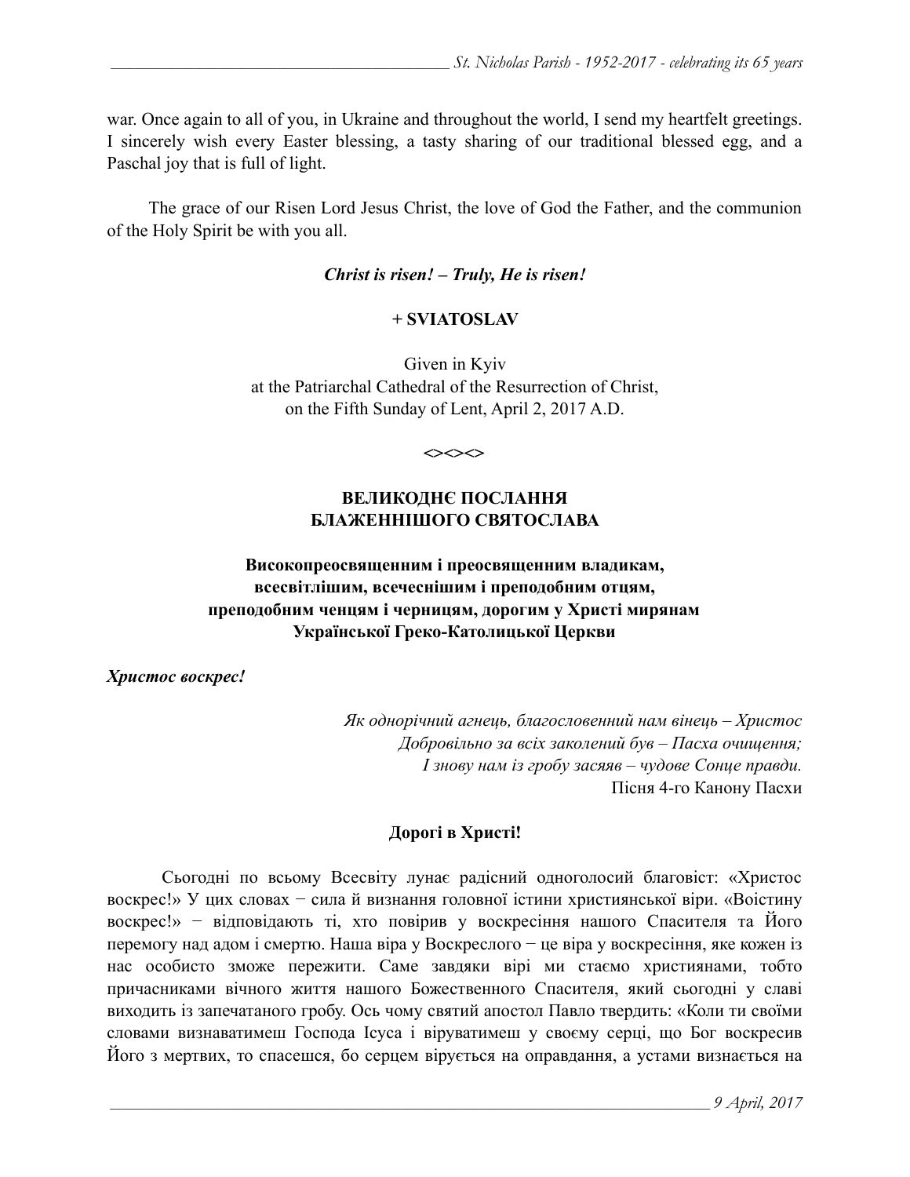war. Once again to all of you, in Ukraine and throughout the world, I send my heartfelt greetings. I sincerely wish every Easter blessing, a tasty sharing of our traditional blessed egg, and a Paschal joy that is full of light.

The grace of our Risen Lord Jesus Christ, the love of God the Father, and the communion of the Holy Spirit be with you all.

***Christ is risen! – Truly, He is risen!***

**+ SVIATOSLAV**

Given in Kyiv
at the Patriarchal Cathedral of the Resurrection of Christ,
on the Fifth Sunday of Lent, April 2, 2017 A.D.

**<><><>**

## ВЕЛИКОДНЄ ПОСЛАННЯ БЛАЖЕННІШОГО СВЯТОСЛАВА

### Високопреосвященним і преосвященним владикам, всесвітлішим, всечеснішим і преподобним отцям, преподобним ченцям і черницям, дорогим у Христі мирянам Української Греко-Католицької Церкви

***Христос воскрес!***

*Як однорічний агнець, благословенний нам вінець – Христос*
*Добровільно за всіх заколений був – Пасха очищення;*
*І знову нам із гробу засяяв – чудове Сонце правди.*
Пісня 4-го Канону Пасхи

**Дорогі в Христі!**

Сьогодні по всьому Всесвіту лунає радісний одноголосий благовіст: «Христос воскрес!» У цих словах − сила й визнання головної істини християнської віри. «Воістину воскрес!» − відповідають ті, хто повірив у воскресіння нашого Спасителя та Його перемогу над адом і смертю. Наша віра у Воскреслого − це віра у воскресіння, яке кожен із нас особисто зможе пережити. Саме завдяки вірі ми стаємо християнами, тобто причасниками вічного життя нашого Божественного Спасителя, який сьогодні у славі виходить із запечатаного гробу. Ось чому святий апостол Павло твердить: «Коли ти своїми словами визнаватимеш Господа Ісуса і віруватимеш у своєму серці, що Бог воскресив Його з мертвих, то спасешся, бо серцем вірується на оправдання, а устами визнається на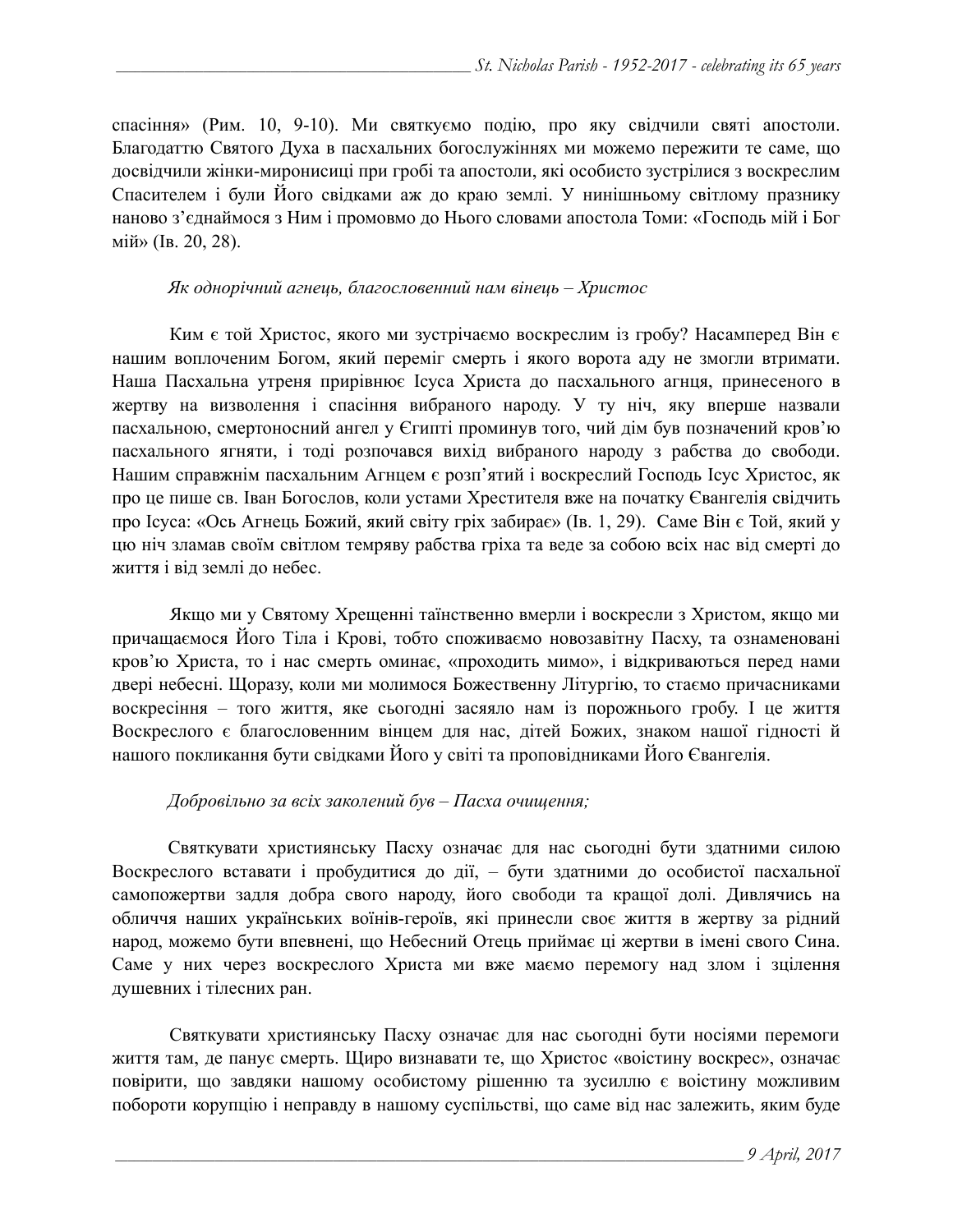спасіння» (Рим. 10, 9-10). Ми святкуємо подію, про яку свідчили святі апостоли. Благодаттю Святого Духа в пасхальних богослужіннях ми можемо пережити те саме, що досвідчили жінки-мироносиці при гробі та апостоли, які особисто зустрілися з воскреслим Спасителем і були Його свідками аж до краю землі. У нинішньому світлому празнику наново з'єднаймося з Ним і промовмо до Нього словами апостола Томи: «Господь мій і Бог мій» (Ів. 20, 28).

*Як однорічний агнець, благословенний нам вінець – Христос*

Ким є той Христос, якого ми зустрічаємо воскреслим із гробу? Насамперед Він є нашим воплоченим Богом, який переміг смерть і якого ворота аду не змогли втримати. Наша Пасхальна утреня прирівнює Ісуса Христа до пасхального агнця, принесеного в жертву на визволення і спасіння вибраного народу. У ту ніч, яку вперше назвали пасхальною, смертоносний ангел у Єгипті проминув того, чий дім був позначений кров'ю пасхального ягняти, і тоді розпочався вихід вибраного народу з рабства до свободи. Нашим справжнім пасхальним Агнцем є розп'ятий і воскреслий Господь Ісус Христос, як про це пише св. Іван Богослов, коли устами Хрестителя вже на початку Євангелія свідчить про Ісуса: «Ось Агнець Божий, який світу гріх забирає» (Ів. 1, 29). Саме Він є Той, який у цю ніч зламав своїм світлом темряву рабства гріха та веде за собою всіх нас від смерті до життя і від землі до небес.

Якщо ми у Святому Хрещенні таїнственно вмерли і воскресли з Христом, якщо ми причащаємося Його Тіла і Крові, тобто споживаємо новозавітну Пасху, та ознаменовані кров'ю Христа, то і нас смерть оминає, «проходить мимо», і відкриваються перед нами двері небесні. Щоразу, коли ми молимося Божественну Літургію, то стаємо причасниками воскресіння – того життя, яке сьогодні засяяло нам із порожнього гробу. І це життя Воскреслого є благословенним вінцем для нас, дітей Божих, знаком нашої гідності й нашого покликання бути свідками Його у світі та проповідниками Його Євангелія.

*Добровільно за всіх заколений був – Пасха очищення;*

Святкувати християнську Пасху означає для нас сьогодні бути здатними силою Воскреслого вставати і пробудитися до дії, – бути здатними до особистої пасхальної самопожертви задля добра свого народу, його свободи та кращої долі. Дивлячись на обличчя наших українських воїнів-героїв, які принесли своє життя в жертву за рідний народ, можемо бути впевнені, що Небесний Отець приймає ці жертви в імені свого Сина. Саме у них через воскреслого Христа ми вже маємо перемогу над злом і зцілення душевних і тілесних ран.

Святкувати християнську Пасху означає для нас сьогодні бути носіями перемоги життя там, де панує смерть. Щиро визнавати те, що Христос «воістину воскрес», означає повірити, що завдяки нашому особистому рішенню та зусиллю є воістину можливим побороти корупцію і неправду в нашому суспільстві, що саме від нас залежить, яким буде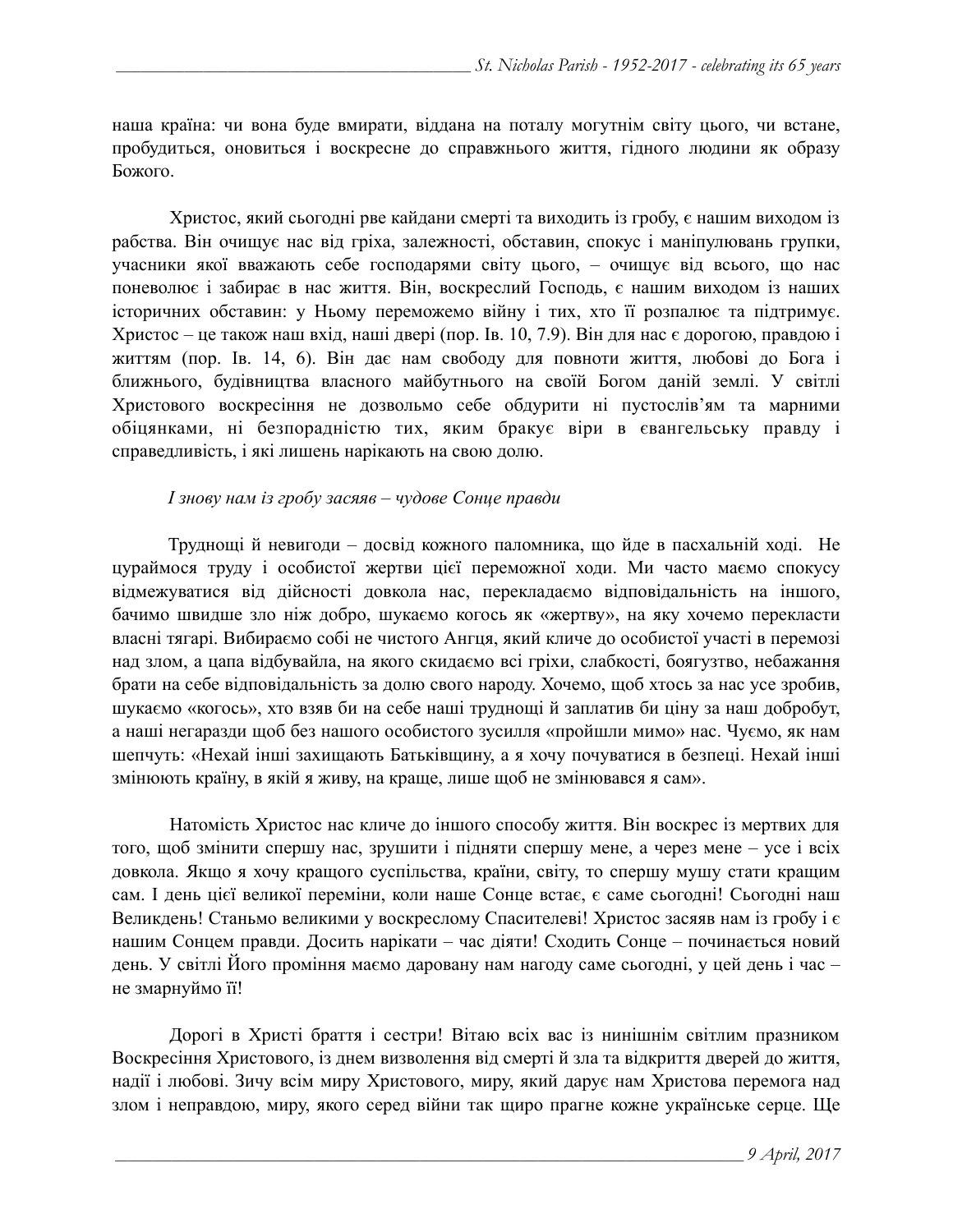наша країна: чи вона буде вмирати, віддана на поталу могутнім світу цього, чи встане, пробудиться, оновиться і воскресне до справжнього життя, гідного людини як образу Божого.

Христос, який сьогодні рве кайдани смерті та виходить із гробу, є нашим виходом із рабства. Він очищує нас від гріха, залежності, обставин, спокус і маніпулювань групки, учасники якої вважають себе господарями світу цього, – очищує від всього, що нас поневолює і забирає в нас життя. Він, воскреслий Господь, є нашим виходом із наших історичних обставин: у Ньому переможемо війну і тих, хто її розпалює та підтримує. Христос – це також наш вхід, наші двері (пор. Ів. 10, 7.9). Він для нас є дорогою, правдою і життям (пор. Ів. 14, 6). Він дає нам свободу для повноти життя, любові до Бога і ближнього, будівництва власного майбутнього на своїй Богом даній землі. У світлі Христового воскресіння не дозвольмо себе обдурити ні пустослів'ям та марними обіцянками, ні безпорадністю тих, яким бракує віри в євангельську правду і справедливість, і які лишень нарікають на свою долю.

*І знову нам із гробу засяяв – чудове Сонце правди*

Труднощі й невигоди – досвід кожного паломника, що йде в пасхальній ході. Не цураймося труду і особистої жертви цієї переможної ходи. Ми часто маємо спокусу відмежуватися від дійсності довкола нас, перекладаємо відповідальність на іншого, бачимо швидше зло ніж добро, шукаємо когось як «жертву», на яку хочемо перекласти власні тягарі. Вибираємо собі не чистого Ангця, який кличе до особистої участі в перемозі над злом, а цапа відбувайла, на якого скидаємо всі гріхи, слабкості, боягузтво, небажання брати на себе відповідальність за долю свого народу. Хочемо, щоб хтось за нас усе зробив, шукаємо «когось», хто взяв би на себе наші труднощі й заплатив би ціну за наш добробут, а наші негаразди щоб без нашого особистого зусилля «пройшли мимо» нас. Чуємо, як нам шепчуть: «Нехай інші захищають Батьківщину, а я хочу почуватися в безпеці. Нехай інші змінюють країну, в якій я живу, на краще, лише щоб не змінювався я сам».

Натомість Христос нас кличе до іншого способу життя. Він воскрес із мертвих для того, щоб змінити спершу нас, зрушити і підняти спершу мене, а через мене – усе і всіх довкола. Якщо я хочу кращого суспільства, країни, світу, то спершу мушу стати кращим сам. І день цієї великої переміни, коли наше Сонце встає, є саме сьогодні! Сьогодні наш Великдень! Станьмо великими у воскреслому Спасителеві! Христос засяяв нам із гробу і є нашим Сонцем правди. Досить нарікати – час діяти! Сходить Сонце – починається новий день. У світлі Його проміння маємо даровану нам нагоду саме сьогодні, у цей день і час – не змарнуймо її!

Дорогі в Христі браття і сестри! Вітаю всіх вас із нинішнім світлим празником Воскресіння Христового, із днем визволення від смерті й зла та відкриття дверей до життя, надії і любові. Зичу всім миру Христового, миру, який дарує нам Христова перемога над злом і неправдою, миру, якого серед війни так щиро прагне кожне українське серце. Ще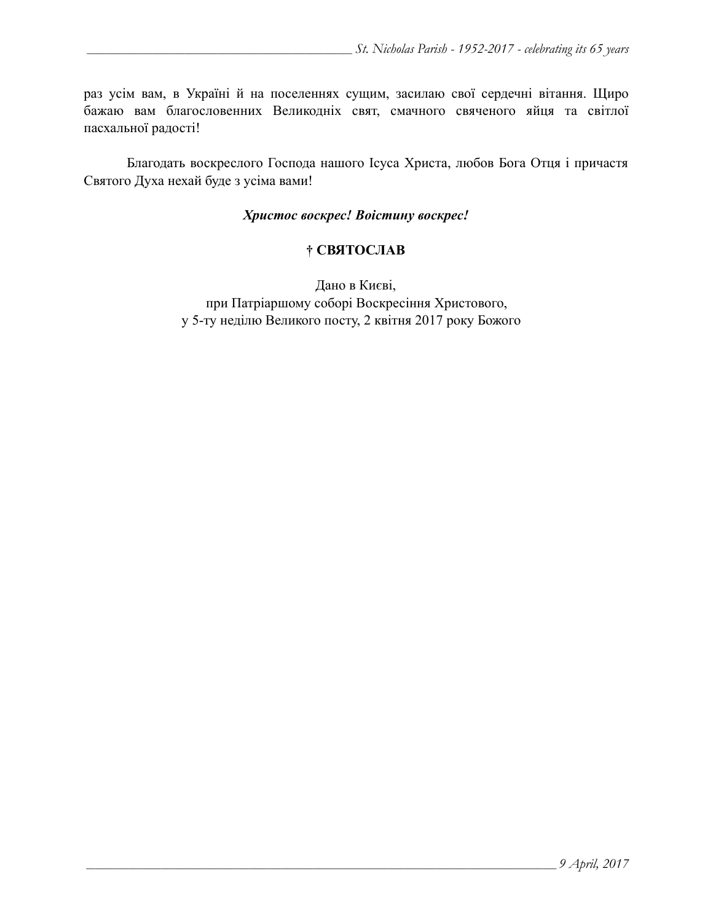раз усім вам, в Україні й на поселеннях сущим, засилаю свої сердечні вітання. Щиро бажаю вам благословенних Великодніх свят, смачного свяченого яйця та світлої пасхальної радості!

Благодать воскреслого Господа нашого Ісуса Христа, любов Бога Отця і причастя Святого Духа нехай буде з усіма вами!

***Христос воскрес! Воістину воскрес!***

**† СВЯТОСЛАВ**

Дано в Києві,
при Патріаршому соборі Воскресіння Христового,
у 5-ту неділю Великого посту, 2 квітня 2017 року Божого